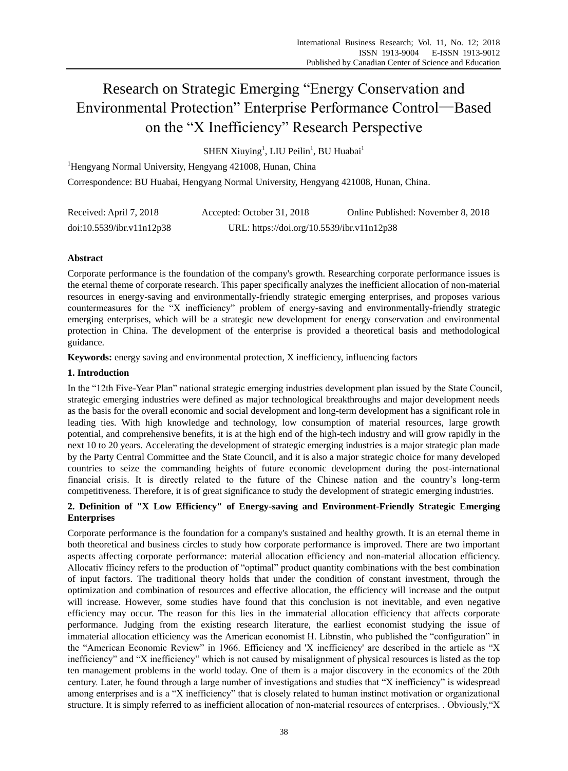# Research on Strategic Emerging "Energy Conservation and Environmental Protection" Enterprise Performance Control—Based on the "X Inefficiency" Research Perspective

SHEN Xiuying[1], LIU Peilin[1], BU Huabai[1]

[1]Hengyang Normal University, Hengyang 421008, Hunan, China

Correspondence: BU Huabai, Hengyang Normal University, Hengyang 421008, Hunan, China.

Received: April 7, 2018 Accepted: October 31, 2018 Online Published: November 8, 2018

doi:10.5539/ibr.v11n12p38 URL: https://doi.org/10.5539/ibr.v11n12p38

## Abstract

Corporate performance is the foundation of the company's growth. Researching corporate performance issues is the eternal theme of corporate research. This paper specifically analyzes the inefficient allocation of non-material resources in energy-saving and environmentally-friendly strategic emerging enterprises, and proposes various countermeasures for the "X inefficiency" problem of energy-saving and environmentally-friendly strategic emerging enterprises, which will be a strategic new development for energy conservation and environmental protection in China. The development of the enterprise is provided a theoretical basis and methodological guidance.

**Keywords:** energy saving and environmental protection, X inefficiency, influencing factors

## 1. Introduction

In the "12th Five-Year Plan" national strategic emerging industries development plan issued by the State Council, strategic emerging industries were defined as major technological breakthroughs and major development needs as the basis for the overall economic and social development and long-term development has a significant role in leading ties. With high knowledge and technology, low consumption of material resources, large growth potential, and comprehensive benefits, it is at the high end of the high-tech industry and will grow rapidly in the next 10 to 20 years. Accelerating the development of strategic emerging industries is a major strategic plan made by the Party Central Committee and the State Council, and it is also a major strategic choice for many developed countries to seize the commanding heights of future economic development during the post-international financial crisis. It is directly related to the future of the Chinese nation and the country's long-term competitiveness. Therefore, it is of great significance to study the development of strategic emerging industries.

## 2. Definition of "X Low Efficiency" of Energy-saving and Environment-Friendly Strategic Emerging Enterprises

Corporate performance is the foundation for a company's sustained and healthy growth. It is an eternal theme in both theoretical and business circles to study how corporate performance is improved. There are two important aspects affecting corporate performance: material allocation efficiency and non-material allocation efficiency. Allocativ fficincy refers to the production of "optimal" product quantity combinations with the best combination of input factors. The traditional theory holds that under the condition of constant investment, through the optimization and combination of resources and effective allocation, the efficiency will increase and the output will increase. However, some studies have found that this conclusion is not inevitable, and even negative efficiency may occur. The reason for this lies in the immaterial allocation efficiency that affects corporate performance. Judging from the existing research literature, the earliest economist studying the issue of immaterial allocation efficiency was the American economist H. Libnstin, who published the "configuration" in the "American Economic Review" in 1966. Efficiency and 'X inefficiency' are described in the article as "X inefficiency" and "X inefficiency" which is not caused by misalignment of physical resources is listed as the top ten management problems in the world today. One of them is a major discovery in the economics of the 20th century. Later, he found through a large number of investigations and studies that "X inefficiency" is widespread among enterprises and is a "X inefficiency" that is closely related to human instinct motivation or organizational structure. It is simply referred to as inefficient allocation of non-material resources of enterprises. . Obviously,"X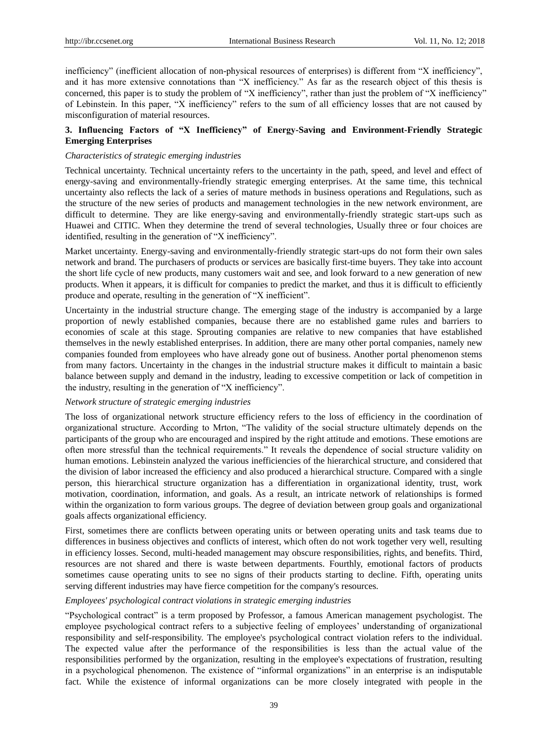inefficiency" (inefficient allocation of non-physical resources of enterprises) is different from "X inefficiency", and it has more extensive connotations than "X inefficiency." As far as the research object of this thesis is concerned, this paper is to study the problem of "X inefficiency", rather than just the problem of "X inefficiency" of Lebinstein. In this paper, "X inefficiency" refers to the sum of all efficiency losses that are not caused by misconfiguration of material resources.

## 3. Influencing Factors of "X Inefficiency" of Energy-Saving and Environment-Friendly Strategic Emerging Enterprises

*Characteristics of strategic emerging industries*

Technical uncertainty. Technical uncertainty refers to the uncertainty in the path, speed, and level and effect of energy-saving and environmentally-friendly strategic emerging enterprises. At the same time, this technical uncertainty also reflects the lack of a series of mature methods in business operations and Regulations, such as the structure of the new series of products and management technologies in the new network environment, are difficult to determine. They are like energy-saving and environmentally-friendly strategic start-ups such as Huawei and CITIC. When they determine the trend of several technologies, Usually three or four choices are identified, resulting in the generation of "X inefficiency".

Market uncertainty. Energy-saving and environmentally-friendly strategic start-ups do not form their own sales network and brand. The purchasers of products or services are basically first-time buyers. They take into account the short life cycle of new products, many customers wait and see, and look forward to a new generation of new products. When it appears, it is difficult for companies to predict the market, and thus it is difficult to efficiently produce and operate, resulting in the generation of "X inefficient".

Uncertainty in the industrial structure change. The emerging stage of the industry is accompanied by a large proportion of newly established companies, because there are no established game rules and barriers to economies of scale at this stage. Sprouting companies are relative to new companies that have established themselves in the newly established enterprises. In addition, there are many other portal companies, namely new companies founded from employees who have already gone out of business. Another portal phenomenon stems from many factors. Uncertainty in the changes in the industrial structure makes it difficult to maintain a basic balance between supply and demand in the industry, leading to excessive competition or lack of competition in the industry, resulting in the generation of "X inefficiency".

*Network structure of strategic emerging industries*

The loss of organizational network structure efficiency refers to the loss of efficiency in the coordination of organizational structure. According to Mrton, "The validity of the social structure ultimately depends on the participants of the group who are encouraged and inspired by the right attitude and emotions. These emotions are often more stressful than the technical requirements." It reveals the dependence of social structure validity on human emotions. Lebinstein analyzed the various inefficiencies of the hierarchical structure, and considered that the division of labor increased the efficiency and also produced a hierarchical structure. Compared with a single person, this hierarchical structure organization has a differentiation in organizational identity, trust, work motivation, coordination, information, and goals. As a result, an intricate network of relationships is formed within the organization to form various groups. The degree of deviation between group goals and organizational goals affects organizational efficiency.

First, sometimes there are conflicts between operating units or between operating units and task teams due to differences in business objectives and conflicts of interest, which often do not work together very well, resulting in efficiency losses. Second, multi-headed management may obscure responsibilities, rights, and benefits. Third, resources are not shared and there is waste between departments. Fourthly, emotional factors of products sometimes cause operating units to see no signs of their products starting to decline. Fifth, operating units serving different industries may have fierce competition for the company's resources.

*Employees' psychological contract violations in strategic emerging industries*

"Psychological contract" is a term proposed by Professor, a famous American management psychologist. The employee psychological contract refers to a subjective feeling of employees' understanding of organizational responsibility and self-responsibility. The employee's psychological contract violation refers to the individual. The expected value after the performance of the responsibilities is less than the actual value of the responsibilities performed by the organization, resulting in the employee's expectations of frustration, resulting in a psychological phenomenon. The existence of "informal organizations" in an enterprise is an indisputable fact. While the existence of informal organizations can be more closely integrated with people in the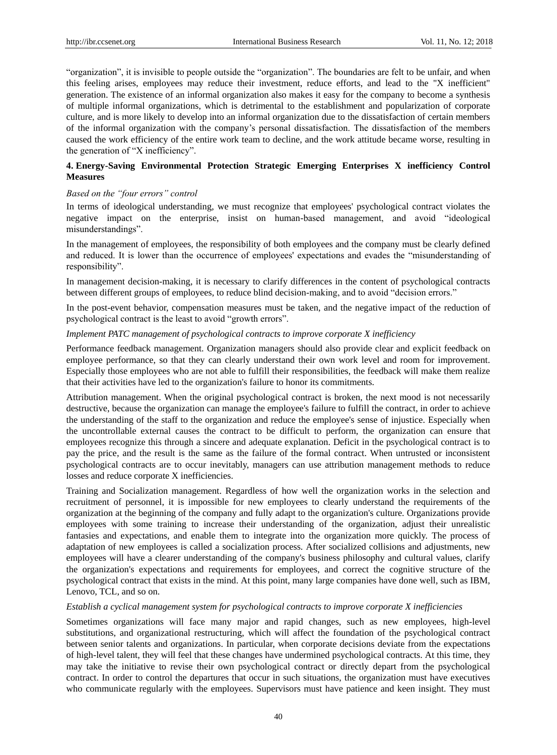"organization", it is invisible to people outside the "organization". The boundaries are felt to be unfair, and when this feeling arises, employees may reduce their investment, reduce efforts, and lead to the "X inefficient" generation. The existence of an informal organization also makes it easy for the company to become a synthesis of multiple informal organizations, which is detrimental to the establishment and popularization of corporate culture, and is more likely to develop into an informal organization due to the dissatisfaction of certain members of the informal organization with the company's personal dissatisfaction. The dissatisfaction of the members caused the work efficiency of the entire work team to decline, and the work attitude became worse, resulting in the generation of "X inefficiency".

## 4. Energy-Saving Environmental Protection Strategic Emerging Enterprises X inefficiency Control Measures

*Based on the "four errors" control*

In terms of ideological understanding, we must recognize that employees' psychological contract violates the negative impact on the enterprise, insist on human-based management, and avoid "ideological misunderstandings".

In the management of employees, the responsibility of both employees and the company must be clearly defined and reduced. It is lower than the occurrence of employees' expectations and evades the "misunderstanding of responsibility".

In management decision-making, it is necessary to clarify differences in the content of psychological contracts between different groups of employees, to reduce blind decision-making, and to avoid "decision errors."

In the post-event behavior, compensation measures must be taken, and the negative impact of the reduction of psychological contract is the least to avoid "growth errors".

*Implement PATC management of psychological contracts to improve corporate X inefficiency*

Performance feedback management. Organization managers should also provide clear and explicit feedback on employee performance, so that they can clearly understand their own work level and room for improvement. Especially those employees who are not able to fulfill their responsibilities, the feedback will make them realize that their activities have led to the organization's failure to honor its commitments.

Attribution management. When the original psychological contract is broken, the next mood is not necessarily destructive, because the organization can manage the employee's failure to fulfill the contract, in order to achieve the understanding of the staff to the organization and reduce the employee's sense of injustice. Especially when the uncontrollable external causes the contract to be difficult to perform, the organization can ensure that employees recognize this through a sincere and adequate explanation. Deficit in the psychological contract is to pay the price, and the result is the same as the failure of the formal contract. When untrusted or inconsistent psychological contracts are to occur inevitably, managers can use attribution management methods to reduce losses and reduce corporate X inefficiencies.

Training and Socialization management. Regardless of how well the organization works in the selection and recruitment of personnel, it is impossible for new employees to clearly understand the requirements of the organization at the beginning of the company and fully adapt to the organization's culture. Organizations provide employees with some training to increase their understanding of the organization, adjust their unrealistic fantasies and expectations, and enable them to integrate into the organization more quickly. The process of adaptation of new employees is called a socialization process. After socialized collisions and adjustments, new employees will have a clearer understanding of the company's business philosophy and cultural values, clarify the organization's expectations and requirements for employees, and correct the cognitive structure of the psychological contract that exists in the mind. At this point, many large companies have done well, such as IBM, Lenovo, TCL, and so on.

*Establish a cyclical management system for psychological contracts to improve corporate X inefficiencies*

Sometimes organizations will face many major and rapid changes, such as new employees, high-level substitutions, and organizational restructuring, which will affect the foundation of the psychological contract between senior talents and organizations. In particular, when corporate decisions deviate from the expectations of high-level talent, they will feel that these changes have undermined psychological contracts. At this time, they may take the initiative to revise their own psychological contract or directly depart from the psychological contract. In order to control the departures that occur in such situations, the organization must have executives who communicate regularly with the employees. Supervisors must have patience and keen insight. They must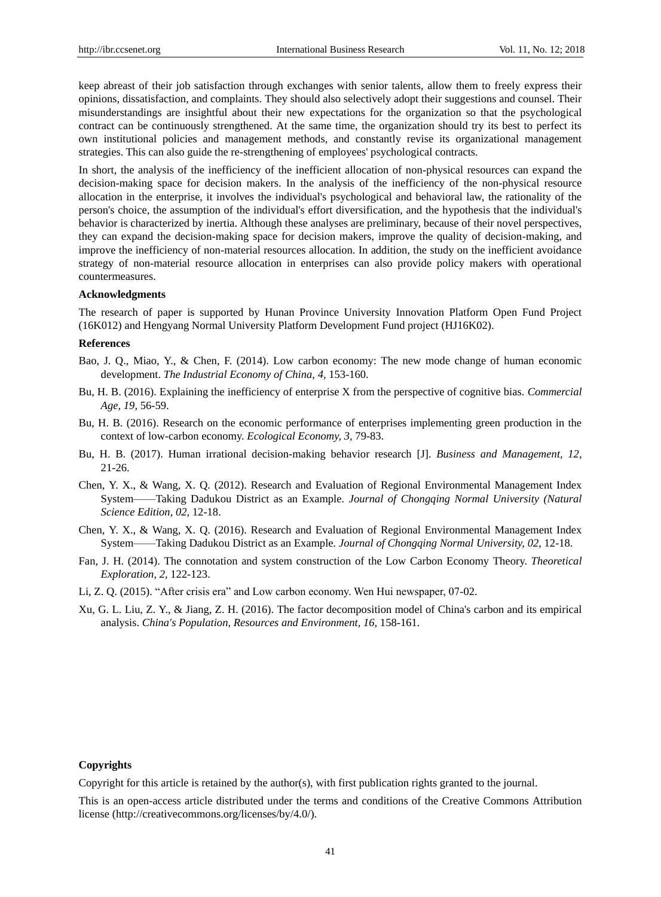keep abreast of their job satisfaction through exchanges with senior talents, allow them to freely express their opinions, dissatisfaction, and complaints. They should also selectively adopt their suggestions and counsel. Their misunderstandings are insightful about their new expectations for the organization so that the psychological contract can be continuously strengthened. At the same time, the organization should try its best to perfect its own institutional policies and management methods, and constantly revise its organizational management strategies. This can also guide the re-strengthening of employees' psychological contracts.

In short, the analysis of the inefficiency of the inefficient allocation of non-physical resources can expand the decision-making space for decision makers. In the analysis of the inefficiency of the non-physical resource allocation in the enterprise, it involves the individual's psychological and behavioral law, the rationality of the person's choice, the assumption of the individual's effort diversification, and the hypothesis that the individual's behavior is characterized by inertia. Although these analyses are preliminary, because of their novel perspectives, they can expand the decision-making space for decision makers, improve the quality of decision-making, and improve the inefficiency of non-material resources allocation. In addition, the study on the inefficient avoidance strategy of non-material resource allocation in enterprises can also provide policy makers with operational countermeasures.

**Acknowledgments**

The research of paper is supported by Hunan Province University Innovation Platform Open Fund Project (16K012) and Hengyang Normal University Platform Development Fund project (HJ16K02).

**References**

Bao, J. Q., Miao, Y., & Chen, F. (2014). Low carbon economy: The new mode change of human economic development. *The Industrial Economy of China, 4*, 153-160.

Bu, H. B. (2016). Explaining the inefficiency of enterprise X from the perspective of cognitive bias. *Commercial Age, 19,* 56-59.

Bu, H. B. (2016). Research on the economic performance of enterprises implementing green production in the context of low-carbon economy. *Ecological Economy, 3,* 79-83.

Bu, H. B. (2017). Human irrational decision-making behavior research [J]. *Business and Management, 12,* 21-26.

Chen, Y. X., & Wang, X. Q. (2012). Research and Evaluation of Regional Environmental Management Index System——Taking Dadukou District as an Example. *Journal of Chongqing Normal University (Natural Science Edition, 02,* 12-18.

Chen, Y. X., & Wang, X. Q. (2016). Research and Evaluation of Regional Environmental Management Index System——Taking Dadukou District as an Example. *Journal of Chongqing Normal University, 02,* 12-18.

Fan, J. H. (2014). The connotation and system construction of the Low Carbon Economy Theory. *Theoretical Exploration, 2,* 122-123.

Li, Z. Q. (2015). "After crisis era" and Low carbon economy. Wen Hui newspaper, 07-02.

Xu, G. L. Liu, Z. Y., & Jiang, Z. H. (2016). The factor decomposition model of China's carbon and its empirical analysis. *China's Population, Resources and Environment, 16,* 158-161.

**Copyrights**

Copyright for this article is retained by the author(s), with first publication rights granted to the journal.

This is an open-access article distributed under the terms and conditions of the Creative Commons Attribution license (http://creativecommons.org/licenses/by/4.0/).